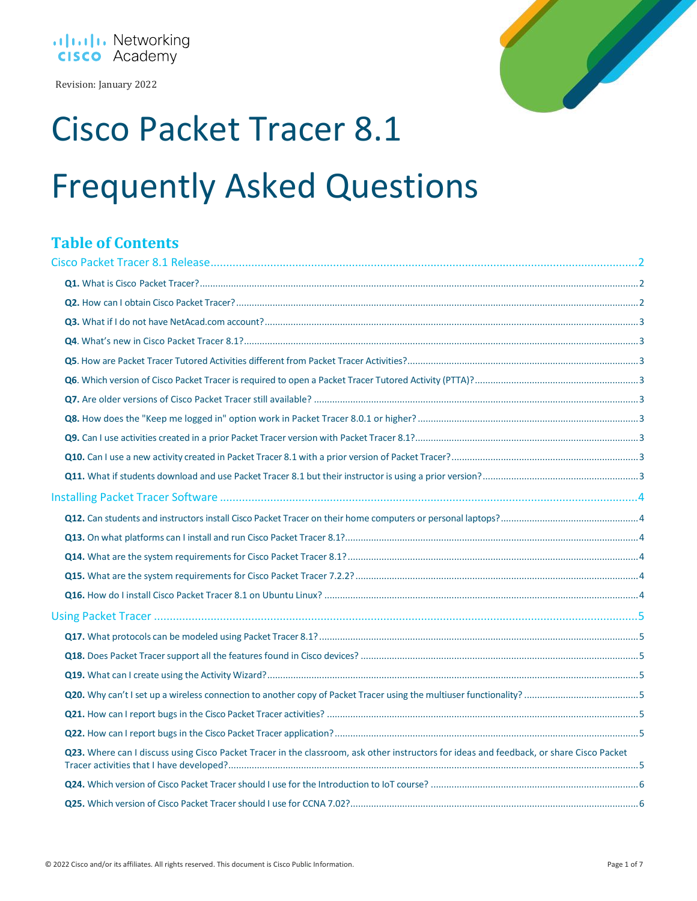Cisco Networking Academy

Revision: January 2022

# Cisco Packet Tracer 8.1

# Frequently Asked Questions

## Table of Contents

Cisco Packet Tracer 8.1 Release ........................................................ 2

**Q1.** What is Cisco Packet Tracer? ........................................................ 2

**Q2.** How can I obtain Cisco Packet Tracer? ........................................................ 2

**Q3.** What if I do not have NetAcad.com account? ........................................................ 3

**Q4**. What's new in Cisco Packet Tracer 8.1? ........................................................ 3

**Q5**. How are Packet Tracer Tutored Activities different from Packet Tracer Activities? ........................................................ 3

**Q6**. Which version of Cisco Packet Tracer is required to open a Packet Tracer Tutored Activity (PTTA)? ........................................................ 3

**Q7.** Are older versions of Cisco Packet Tracer still available? ........................................................ 3

**Q8.** How does the "Keep me logged in" option work in Packet Tracer 8.0.1 or higher? ........................................................ 3

**Q9.** Can I use activities created in a prior Packet Tracer version with Packet Tracer 8.1? ........................................................ 3

**Q10.** Can I use a new activity created in Packet Tracer 8.1 with a prior version of Packet Tracer? ........................................................ 3

**Q11.** What if students download and use Packet Tracer 8.1 but their instructor is using a prior version? ........................................................ 3

Installing Packet Tracer Software ........................................................ 4

**Q12.** Can students and instructors install Cisco Packet Tracer on their home computers or personal laptops? ........................................................ 4

**Q13.** On what platforms can I install and run Cisco Packet Tracer 8.1? ........................................................ 4

**Q14.** What are the system requirements for Cisco Packet Tracer 8.1? ........................................................ 4

**Q15.** What are the system requirements for Cisco Packet Tracer 7.2.2? ........................................................ 4

**Q16.** How do I install Cisco Packet Tracer 8.1 on Ubuntu Linux? ........................................................ 4

Using Packet Tracer ........................................................ 5

**Q17.** What protocols can be modeled using Packet Tracer 8.1? ........................................................ 5

**Q18.** Does Packet Tracer support all the features found in Cisco devices? ........................................................ 5

**Q19.** What can I create using the Activity Wizard? ........................................................ 5

**Q20.** Why can't I set up a wireless connection to another copy of Packet Tracer using the multiuser functionality? ........................................................ 5

**Q21.** How can I report bugs in the Cisco Packet Tracer activities? ........................................................ 5

**Q22.** How can I report bugs in the Cisco Packet Tracer application? ........................................................ 5

**Q23.** Where can I discuss using Cisco Packet Tracer in the classroom, ask other instructors for ideas and feedback, or share Cisco Packet Tracer activities that I have developed? ........................................................ 5

**Q24.** Which version of Cisco Packet Tracer should I use for the Introduction to IoT course? ........................................................ 6

**Q25.** Which version of Cisco Packet Tracer should I use for CCNA 7.02? ........................................................ 6

© 2022 Cisco and/or its affiliates. All rights reserved. This document is Cisco Public Information.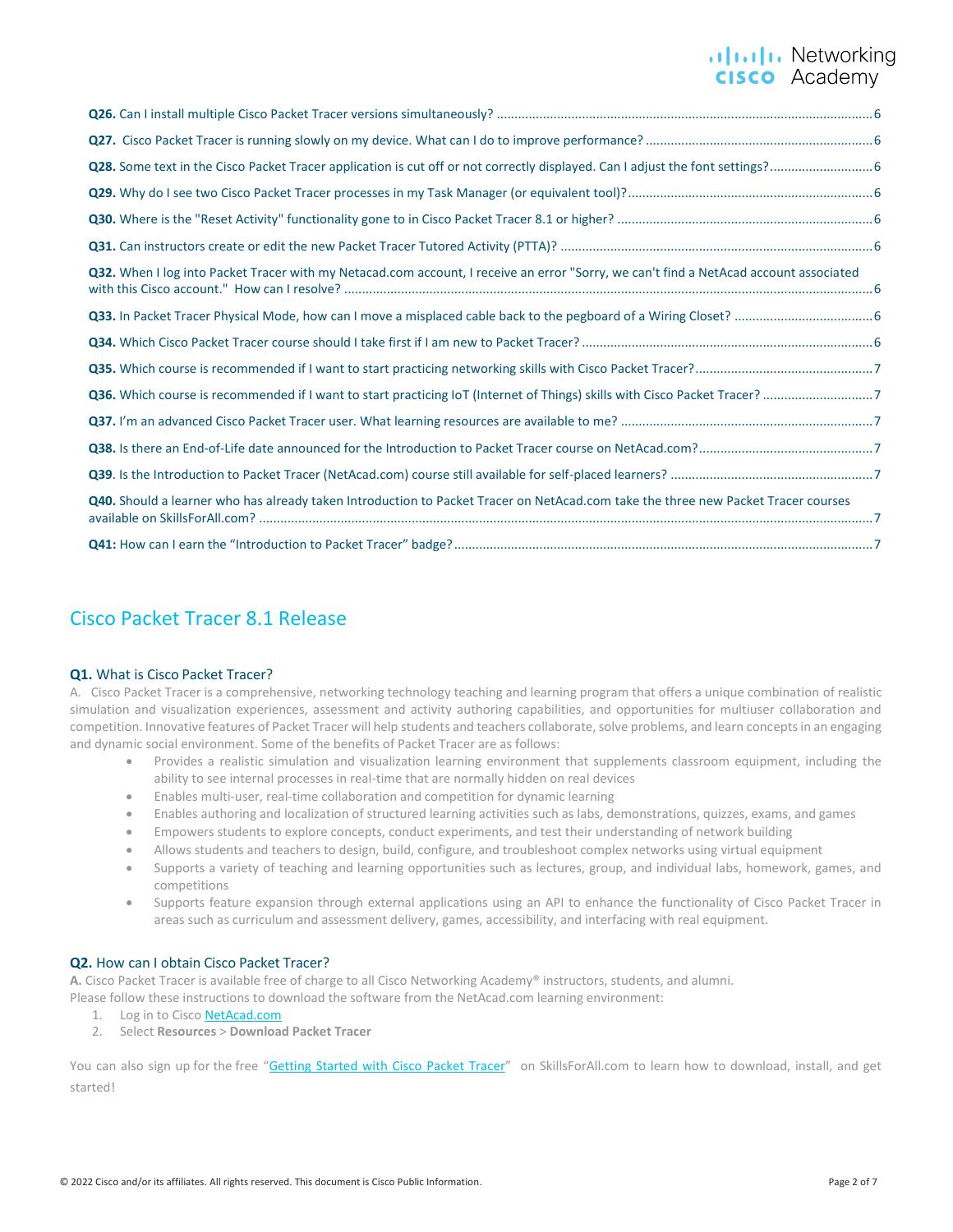**Q26.** Can I install multiple Cisco Packet Tracer versions simultaneously? ........................................................................................................ 6

**Q27.** Cisco Packet Tracer is running slowly on my device. What can I do to improve performance? ............................................................... 6

**Q28.** Some text in the Cisco Packet Tracer application is cut off or not correctly displayed. Can I adjust the font settings? ............................. 6

**Q29.** Why do I see two Cisco Packet Tracer processes in my Task Manager (or equivalent tool)? .................................................................... 6

**Q30.** Where is the "Reset Activity" functionality gone to in Cisco Packet Tracer 8.1 or higher? ....................................................................... 6

**Q31.** Can instructors create or edit the new Packet Tracer Tutored Activity (PTTA)? ....................................................................................... 6

**Q32.** When I log into Packet Tracer with my Netacad.com account, I receive an error "Sorry, we can't find a NetAcad account associated with this Cisco account." How can I resolve? .................................................................................................................................................... 6

**Q33.** In Packet Tracer Physical Mode, how can I move a misplaced cable back to the pegboard of a Wiring Closet? ...................................... 6

**Q34.** Which Cisco Packet Tracer course should I take first if I am new to Packet Tracer? .................................................................................. 6

**Q35.** Which course is recommended if I want to start practicing networking skills with Cisco Packet Tracer? .................................................. 7

**Q36.** Which course is recommended if I want to start practicing IoT (Internet of Things) skills with Cisco Packet Tracer? ............................... 7

**Q37.** I'm an advanced Cisco Packet Tracer user. What learning resources are available to me? ...................................................................... 7

**Q38.** Is there an End-of-Life date announced for the Introduction to Packet Tracer course on NetAcad.com? ................................................. 7

**Q39**. Is the Introduction to Packet Tracer (NetAcad.com) course still available for self-placed learners? ......................................................... 7

**Q40.** Should a learner who has already taken Introduction to Packet Tracer on NetAcad.com take the three new Packet Tracer courses available on SkillsForAll.com? .......................................................................................................................................................................... 7

**Q41:** How can I earn the "Introduction to Packet Tracer" badge? ...................................................................................................................... 7

## Cisco Packet Tracer 8.1 Release

### **Q1.** What is Cisco Packet Tracer?

A. Cisco Packet Tracer is a comprehensive, networking technology teaching and learning program that offers a unique combination of realistic simulation and visualization experiences, assessment and activity authoring capabilities, and opportunities for multiuser collaboration and competition. Innovative features of Packet Tracer will help students and teachers collaborate, solve problems, and learn concepts in an engaging and dynamic social environment. Some of the benefits of Packet Tracer are as follows:

- Provides a realistic simulation and visualization learning environment that supplements classroom equipment, including the ability to see internal processes in real-time that are normally hidden on real devices
- Enables multi-user, real-time collaboration and competition for dynamic learning
- Enables authoring and localization of structured learning activities such as labs, demonstrations, quizzes, exams, and games
- Empowers students to explore concepts, conduct experiments, and test their understanding of network building
- Allows students and teachers to design, build, configure, and troubleshoot complex networks using virtual equipment
- Supports a variety of teaching and learning opportunities such as lectures, group, and individual labs, homework, games, and competitions
- Supports feature expansion through external applications using an API to enhance the functionality of Cisco Packet Tracer in areas such as curriculum and assessment delivery, games, accessibility, and interfacing with real equipment.

### **Q2.** How can I obtain Cisco Packet Tracer?

**A.** Cisco Packet Tracer is available free of charge to all Cisco Networking Academy® instructors, students, and alumni.
Please follow these instructions to download the software from the NetAcad.com learning environment:

1. Log in to Cisco NetAcad.com
2. Select **Resources** > **Download Packet Tracer**

You can also sign up for the free "Getting Started with Cisco Packet Tracer" on SkillsForAll.com to learn how to download, install, and get started!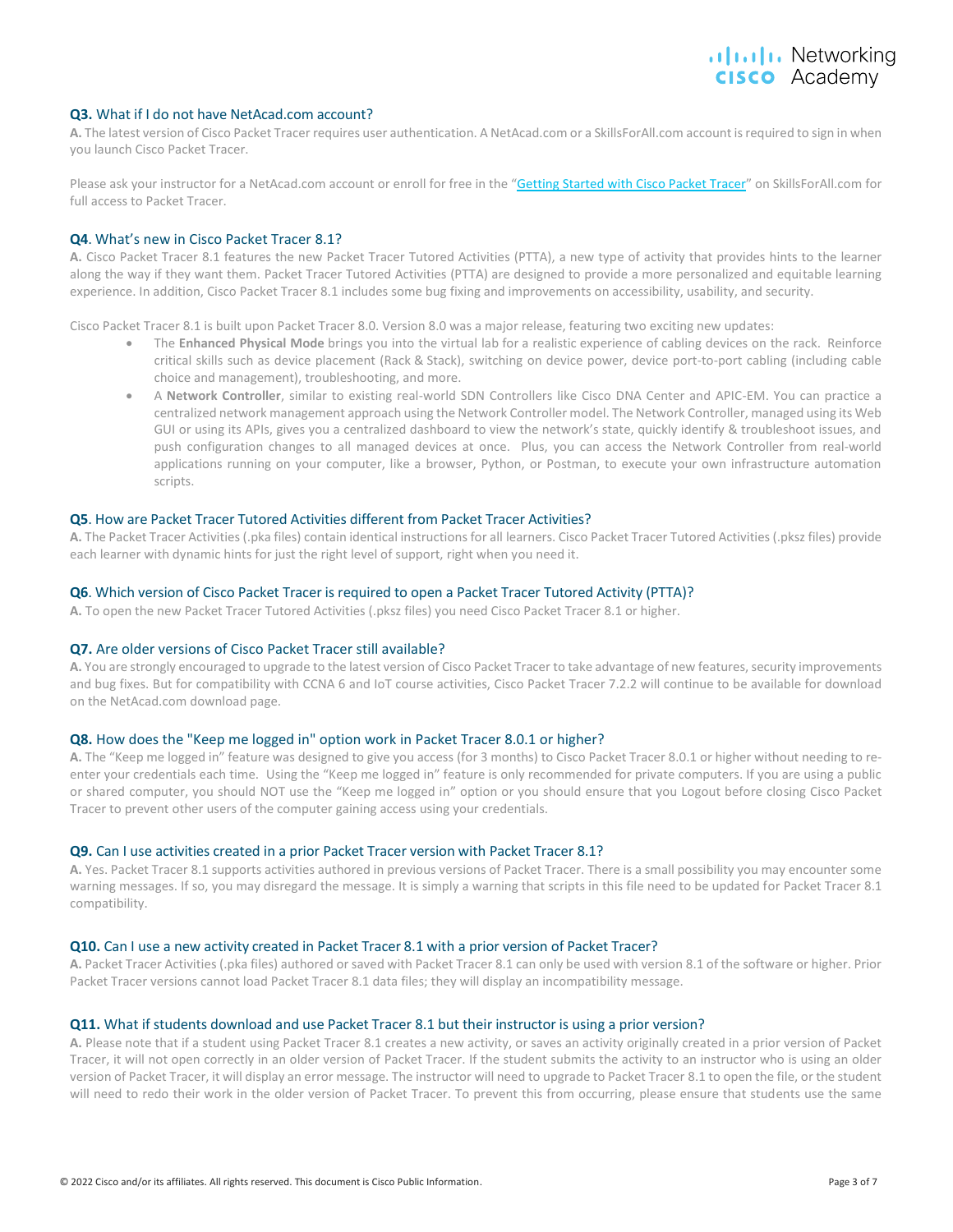### **Q3.** What if I do not have NetAcad.com account?

**A.** The latest version of Cisco Packet Tracer requires user authentication. A NetAcad.com or a SkillsForAll.com account is required to sign in when you launch Cisco Packet Tracer.

Please ask your instructor for a NetAcad.com account or enroll for free in the "[Getting Started with Cisco Packet Tracer]" on SkillsForAll.com for full access to Packet Tracer.

### **Q4**. What's new in Cisco Packet Tracer 8.1?

**A.** Cisco Packet Tracer 8.1 features the new Packet Tracer Tutored Activities (PTTA), a new type of activity that provides hints to the learner along the way if they want them. Packet Tracer Tutored Activities (PTTA) are designed to provide a more personalized and equitable learning experience. In addition, Cisco Packet Tracer 8.1 includes some bug fixing and improvements on accessibility, usability, and security.

Cisco Packet Tracer 8.1 is built upon Packet Tracer 8.0. Version 8.0 was a major release, featuring two exciting new updates:

- The **Enhanced Physical Mode** brings you into the virtual lab for a realistic experience of cabling devices on the rack. Reinforce critical skills such as device placement (Rack & Stack), switching on device power, device port-to-port cabling (including cable choice and management), troubleshooting, and more.
- A **Network Controller**, similar to existing real-world SDN Controllers like Cisco DNA Center and APIC-EM. You can practice a centralized network management approach using the Network Controller model. The Network Controller, managed using its Web GUI or using its APIs, gives you a centralized dashboard to view the network's state, quickly identify & troubleshoot issues, and push configuration changes to all managed devices at once. Plus, you can access the Network Controller from real-world applications running on your computer, like a browser, Python, or Postman, to execute your own infrastructure automation scripts.

### **Q5**. How are Packet Tracer Tutored Activities different from Packet Tracer Activities?

**A.** The Packet Tracer Activities (.pka files) contain identical instructions for all learners. Cisco Packet Tracer Tutored Activities (.pksz files) provide each learner with dynamic hints for just the right level of support, right when you need it.

### **Q6**. Which version of Cisco Packet Tracer is required to open a Packet Tracer Tutored Activity (PTTA)?

**A.** To open the new Packet Tracer Tutored Activities (.pksz files) you need Cisco Packet Tracer 8.1 or higher.

### **Q7.** Are older versions of Cisco Packet Tracer still available?

**A.** You are strongly encouraged to upgrade to the latest version of Cisco Packet Tracer to take advantage of new features, security improvements and bug fixes. But for compatibility with CCNA 6 and IoT course activities, Cisco Packet Tracer 7.2.2 will continue to be available for download on the NetAcad.com download page.

### **Q8.** How does the "Keep me logged in" option work in Packet Tracer 8.0.1 or higher?

**A.** The "Keep me logged in" feature was designed to give you access (for 3 months) to Cisco Packet Tracer 8.0.1 or higher without needing to re-enter your credentials each time. Using the "Keep me logged in" feature is only recommended for private computers. If you are using a public or shared computer, you should NOT use the "Keep me logged in" option or you should ensure that you Logout before closing Cisco Packet Tracer to prevent other users of the computer gaining access using your credentials.

### **Q9.** Can I use activities created in a prior Packet Tracer version with Packet Tracer 8.1?

**A.** Yes. Packet Tracer 8.1 supports activities authored in previous versions of Packet Tracer. There is a small possibility you may encounter some warning messages. If so, you may disregard the message. It is simply a warning that scripts in this file need to be updated for Packet Tracer 8.1 compatibility.

### **Q10.** Can I use a new activity created in Packet Tracer 8.1 with a prior version of Packet Tracer?

**A.** Packet Tracer Activities (.pka files) authored or saved with Packet Tracer 8.1 can only be used with version 8.1 of the software or higher. Prior Packet Tracer versions cannot load Packet Tracer 8.1 data files; they will display an incompatibility message.

### **Q11.** What if students download and use Packet Tracer 8.1 but their instructor is using a prior version?

**A.** Please note that if a student using Packet Tracer 8.1 creates a new activity, or saves an activity originally created in a prior version of Packet Tracer, it will not open correctly in an older version of Packet Tracer. If the student submits the activity to an instructor who is using an older version of Packet Tracer, it will display an error message. The instructor will need to upgrade to Packet Tracer 8.1 to open the file, or the student will need to redo their work in the older version of Packet Tracer. To prevent this from occurring, please ensure that students use the same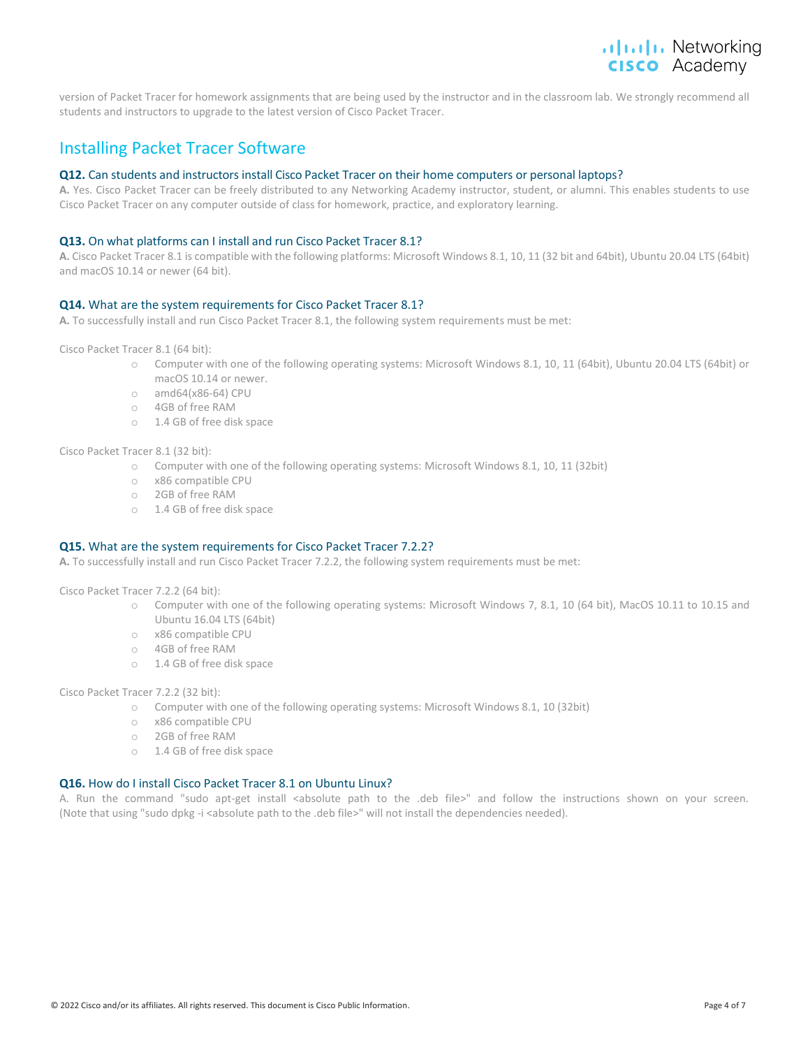version of Packet Tracer for homework assignments that are being used by the instructor and in the classroom lab. We strongly recommend all students and instructors to upgrade to the latest version of Cisco Packet Tracer.

## Installing Packet Tracer Software

### **Q12.** Can students and instructors install Cisco Packet Tracer on their home computers or personal laptops?

**A.** Yes. Cisco Packet Tracer can be freely distributed to any Networking Academy instructor, student, or alumni. This enables students to use Cisco Packet Tracer on any computer outside of class for homework, practice, and exploratory learning.

### **Q13.** On what platforms can I install and run Cisco Packet Tracer 8.1?

**A.** Cisco Packet Tracer 8.1 is compatible with the following platforms: Microsoft Windows 8.1, 10, 11 (32 bit and 64bit), Ubuntu 20.04 LTS (64bit) and macOS 10.14 or newer (64 bit).

### **Q14.** What are the system requirements for Cisco Packet Tracer 8.1?

**A.** To successfully install and run Cisco Packet Tracer 8.1, the following system requirements must be met:

Cisco Packet Tracer 8.1 (64 bit):

- Computer with one of the following operating systems: Microsoft Windows 8.1, 10, 11 (64bit), Ubuntu 20.04 LTS (64bit) or macOS 10.14 or newer.
- amd64(x86-64) CPU
- 4GB of free RAM
- 1.4 GB of free disk space

Cisco Packet Tracer 8.1 (32 bit):

- Computer with one of the following operating systems: Microsoft Windows 8.1, 10, 11 (32bit)
- x86 compatible CPU
- 2GB of free RAM
- 1.4 GB of free disk space

### **Q15.** What are the system requirements for Cisco Packet Tracer 7.2.2?

**A.** To successfully install and run Cisco Packet Tracer 7.2.2, the following system requirements must be met:

Cisco Packet Tracer 7.2.2 (64 bit):

- Computer with one of the following operating systems: Microsoft Windows 7, 8.1, 10 (64 bit), MacOS 10.11 to 10.15 and Ubuntu 16.04 LTS (64bit)
- x86 compatible CPU
- 4GB of free RAM
- 1.4 GB of free disk space

Cisco Packet Tracer 7.2.2 (32 bit):

- Computer with one of the following operating systems: Microsoft Windows 8.1, 10 (32bit)
- x86 compatible CPU
- 2GB of free RAM
- 1.4 GB of free disk space

### **Q16.** How do I install Cisco Packet Tracer 8.1 on Ubuntu Linux?

A. Run the command "sudo apt-get install <absolute path to the .deb file>" and follow the instructions shown on your screen. (Note that using "sudo dpkg -i <absolute path to the .deb file>" will not install the dependencies needed).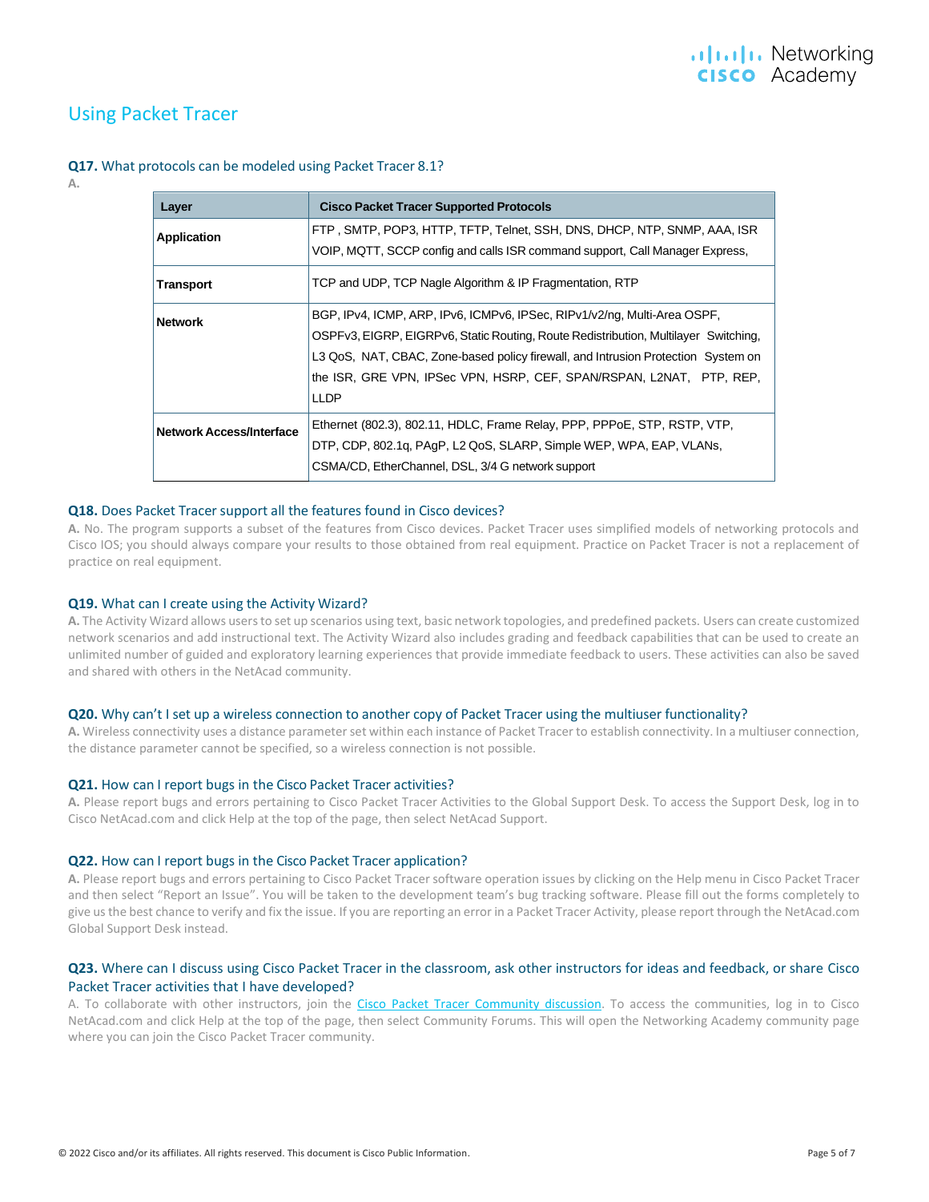## Using Packet Tracer

**Q17.** What protocols can be modeled using Packet Tracer 8.1?

**A.**

| Layer | Cisco Packet Tracer Supported Protocols |
|---|---|
| **Application** | FTP , SMTP, POP3, HTTP, TFTP, Telnet, SSH, DNS, DHCP, NTP, SNMP, AAA, ISR VOIP, MQTT, SCCP config and calls ISR command support, Call Manager Express, |
| **Transport** | TCP and UDP, TCP Nagle Algorithm & IP Fragmentation, RTP |
| **Network** | BGP, IPv4, ICMP, ARP, IPv6, ICMPv6, IPSec, RIPv1/v2/ng, Multi-Area OSPF, OSPFv3, EIGRP, EIGRPv6, Static Routing, Route Redistribution, Multilayer Switching, L3 QoS, NAT, CBAC, Zone-based policy firewall, and Intrusion Protection System on the ISR, GRE VPN, IPSec VPN, HSRP, CEF, SPAN/RSPAN, L2NAT, PTP, REP, LLDP |
| **Network Access/Interface** | Ethernet (802.3), 802.11, HDLC, Frame Relay, PPP, PPPoE, STP, RSTP, VTP, DTP, CDP, 802.1q, PAgP, L2 QoS, SLARP, Simple WEP, WPA, EAP, VLANs, CSMA/CD, EtherChannel, DSL, 3/4 G network support |

**Q18.** Does Packet Tracer support all the features found in Cisco devices?

**A.** No. The program supports a subset of the features from Cisco devices. Packet Tracer uses simplified models of networking protocols and Cisco IOS; you should always compare your results to those obtained from real equipment. Practice on Packet Tracer is not a replacement of practice on real equipment.

**Q19.** What can I create using the Activity Wizard?

**A.** The Activity Wizard allows users to set up scenarios using text, basic network topologies, and predefined packets. Users can create customized network scenarios and add instructional text. The Activity Wizard also includes grading and feedback capabilities that can be used to create an unlimited number of guided and exploratory learning experiences that provide immediate feedback to users. These activities can also be saved and shared with others in the NetAcad community.

**Q20.** Why can't I set up a wireless connection to another copy of Packet Tracer using the multiuser functionality?

**A.** Wireless connectivity uses a distance parameter set within each instance of Packet Tracer to establish connectivity. In a multiuser connection, the distance parameter cannot be specified, so a wireless connection is not possible.

**Q21.** How can I report bugs in the Cisco Packet Tracer activities?

**A.** Please report bugs and errors pertaining to Cisco Packet Tracer Activities to the Global Support Desk. To access the Support Desk, log in to Cisco NetAcad.com and click Help at the top of the page, then select NetAcad Support.

**Q22.** How can I report bugs in the Cisco Packet Tracer application?

**A.** Please report bugs and errors pertaining to Cisco Packet Tracer software operation issues by clicking on the Help menu in Cisco Packet Tracer and then select "Report an Issue". You will be taken to the development team's bug tracking software. Please fill out the forms completely to give us the best chance to verify and fix the issue. If you are reporting an error in a Packet Tracer Activity, please report through the NetAcad.com Global Support Desk instead.

**Q23.** Where can I discuss using Cisco Packet Tracer in the classroom, ask other instructors for ideas and feedback, or share Cisco Packet Tracer activities that I have developed?

A. To collaborate with other instructors, join the Cisco Packet Tracer Community discussion. To access the communities, log in to Cisco NetAcad.com and click Help at the top of the page, then select Community Forums. This will open the Networking Academy community page where you can join the Cisco Packet Tracer community.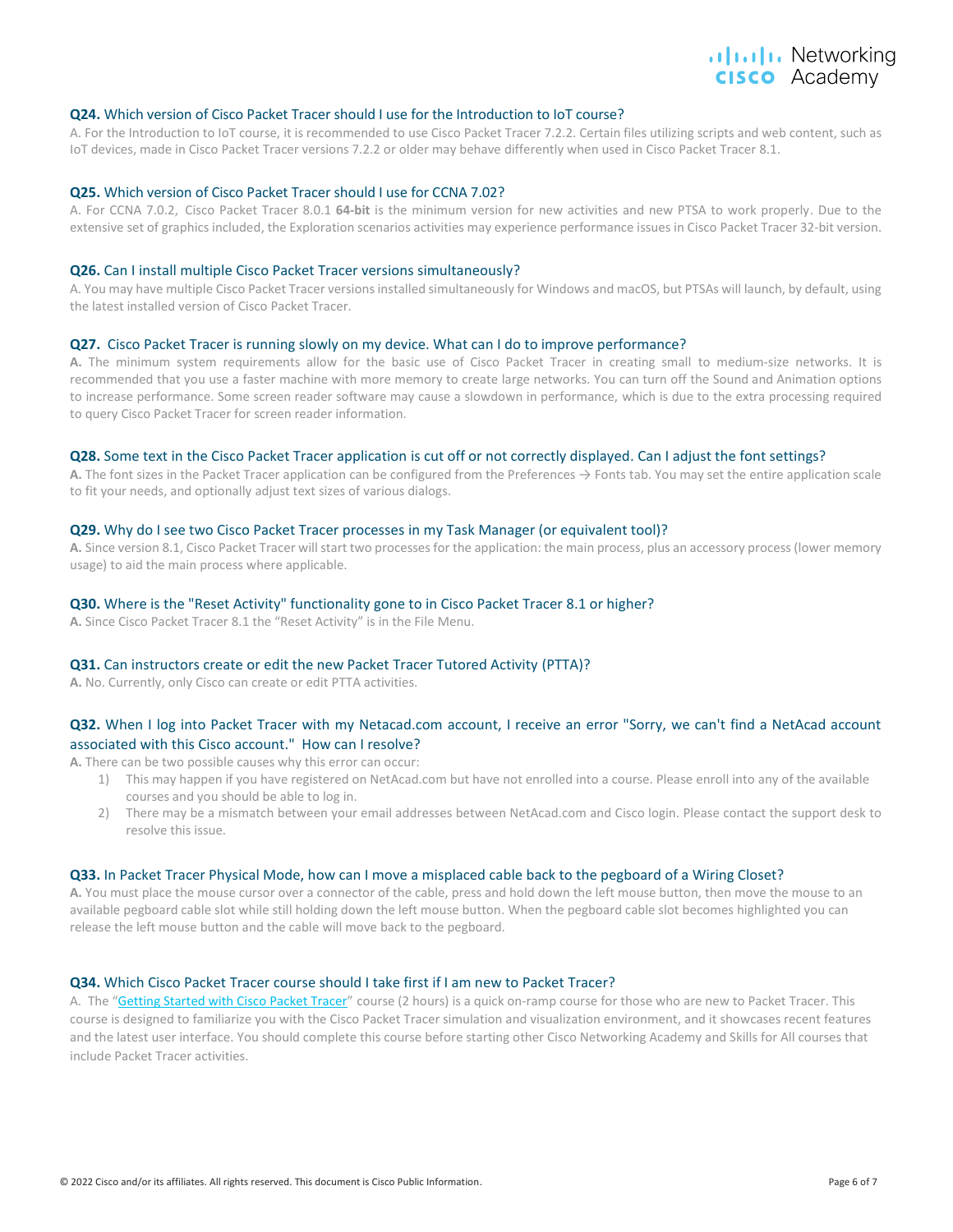### **Q24.** Which version of Cisco Packet Tracer should I use for the Introduction to IoT course?

A. For the Introduction to IoT course, it is recommended to use Cisco Packet Tracer 7.2.2. Certain files utilizing scripts and web content, such as IoT devices, made in Cisco Packet Tracer versions 7.2.2 or older may behave differently when used in Cisco Packet Tracer 8.1.

### **Q25.** Which version of Cisco Packet Tracer should I use for CCNA 7.02?

A. For CCNA 7.0.2, Cisco Packet Tracer 8.0.1 **64-bit** is the minimum version for new activities and new PTSA to work properly. Due to the extensive set of graphics included, the Exploration scenarios activities may experience performance issues in Cisco Packet Tracer 32-bit version.

### **Q26.** Can I install multiple Cisco Packet Tracer versions simultaneously?

A. You may have multiple Cisco Packet Tracer versions installed simultaneously for Windows and macOS, but PTSAs will launch, by default, using the latest installed version of Cisco Packet Tracer.

### **Q27.** Cisco Packet Tracer is running slowly on my device. What can I do to improve performance?

**A.** The minimum system requirements allow for the basic use of Cisco Packet Tracer in creating small to medium-size networks. It is recommended that you use a faster machine with more memory to create large networks. You can turn off the Sound and Animation options to increase performance. Some screen reader software may cause a slowdown in performance, which is due to the extra processing required to query Cisco Packet Tracer for screen reader information.

### **Q28.** Some text in the Cisco Packet Tracer application is cut off or not correctly displayed. Can I adjust the font settings?

**A.** The font sizes in the Packet Tracer application can be configured from the Preferences → Fonts tab. You may set the entire application scale to fit your needs, and optionally adjust text sizes of various dialogs.

### **Q29.** Why do I see two Cisco Packet Tracer processes in my Task Manager (or equivalent tool)?

**A.** Since version 8.1, Cisco Packet Tracer will start two processes for the application: the main process, plus an accessory process (lower memory usage) to aid the main process where applicable.

### **Q30.** Where is the "Reset Activity" functionality gone to in Cisco Packet Tracer 8.1 or higher?

**A.** Since Cisco Packet Tracer 8.1 the “Reset Activity” is in the File Menu.

### **Q31.** Can instructors create or edit the new Packet Tracer Tutored Activity (PTTA)?

**A.** No. Currently, only Cisco can create or edit PTTA activities.

### **Q32.** When I log into Packet Tracer with my Netacad.com account, I receive an error "Sorry, we can't find a NetAcad account associated with this Cisco account." How can I resolve?

**A.** There can be two possible causes why this error can occur:

1) This may happen if you have registered on NetAcad.com but have not enrolled into a course. Please enroll into any of the available courses and you should be able to log in.
2) There may be a mismatch between your email addresses between NetAcad.com and Cisco login. Please contact the support desk to resolve this issue.

### **Q33.** In Packet Tracer Physical Mode, how can I move a misplaced cable back to the pegboard of a Wiring Closet?

**A.** You must place the mouse cursor over a connector of the cable, press and hold down the left mouse button, then move the mouse to an available pegboard cable slot while still holding down the left mouse button. When the pegboard cable slot becomes highlighted you can release the left mouse button and the cable will move back to the pegboard.

### **Q34.** Which Cisco Packet Tracer course should I take first if I am new to Packet Tracer?

A. The “Getting Started with Cisco Packet Tracer” course (2 hours) is a quick on-ramp course for those who are new to Packet Tracer. This course is designed to familiarize you with the Cisco Packet Tracer simulation and visualization environment, and it showcases recent features and the latest user interface. You should complete this course before starting other Cisco Networking Academy and Skills for All courses that include Packet Tracer activities.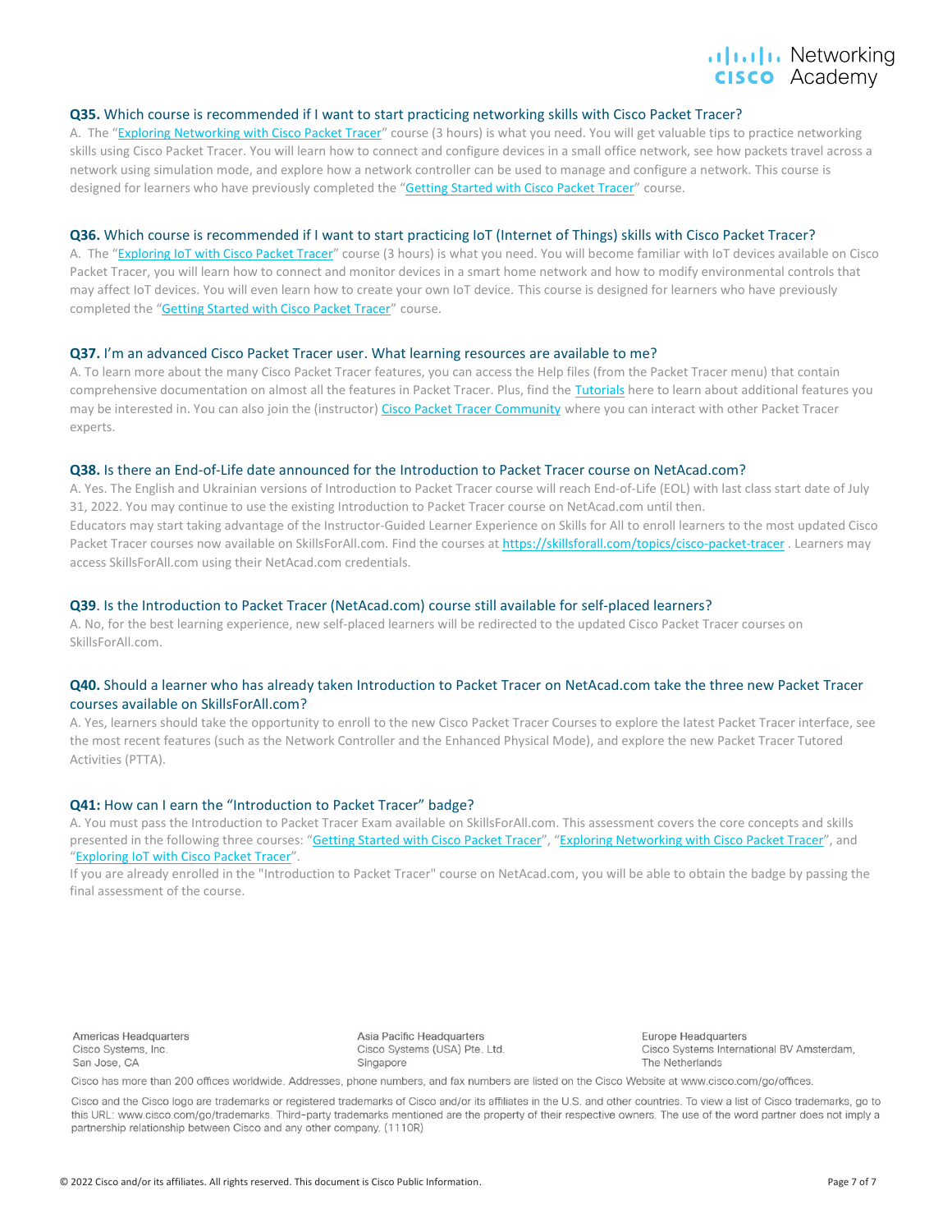**Q35.** Which course is recommended if I want to start practicing networking skills with Cisco Packet Tracer?

A. The "Exploring Networking with Cisco Packet Tracer" course (3 hours) is what you need. You will get valuable tips to practice networking skills using Cisco Packet Tracer. You will learn how to connect and configure devices in a small office network, see how packets travel across a network using simulation mode, and explore how a network controller can be used to manage and configure a network. This course is designed for learners who have previously completed the "Getting Started with Cisco Packet Tracer" course.

**Q36.** Which course is recommended if I want to start practicing IoT (Internet of Things) skills with Cisco Packet Tracer?

A. The "Exploring IoT with Cisco Packet Tracer" course (3 hours) is what you need. You will become familiar with IoT devices available on Cisco Packet Tracer, you will learn how to connect and monitor devices in a smart home network and how to modify environmental controls that may affect IoT devices. You will even learn how to create your own IoT device. This course is designed for learners who have previously completed the "Getting Started with Cisco Packet Tracer" course.

**Q37.** I'm an advanced Cisco Packet Tracer user. What learning resources are available to me?

A. To learn more about the many Cisco Packet Tracer features, you can access the Help files (from the Packet Tracer menu) that contain comprehensive documentation on almost all the features in Packet Tracer. Plus, find the Tutorials here to learn about additional features you may be interested in. You can also join the (instructor) Cisco Packet Tracer Community where you can interact with other Packet Tracer experts.

**Q38.** Is there an End-of-Life date announced for the Introduction to Packet Tracer course on NetAcad.com?

A. Yes. The English and Ukrainian versions of Introduction to Packet Tracer course will reach End-of-Life (EOL) with last class start date of July 31, 2022. You may continue to use the existing Introduction to Packet Tracer course on NetAcad.com until then.

Educators may start taking advantage of the Instructor-Guided Learner Experience on Skills for All to enroll learners to the most updated Cisco Packet Tracer courses now available on SkillsForAll.com. Find the courses at https://skillsforall.com/topics/cisco-packet-tracer . Learners may access SkillsForAll.com using their NetAcad.com credentials.

**Q39**. Is the Introduction to Packet Tracer (NetAcad.com) course still available for self-placed learners?

A. No, for the best learning experience, new self-placed learners will be redirected to the updated Cisco Packet Tracer courses on SkillsForAll.com.

**Q40.** Should a learner who has already taken Introduction to Packet Tracer on NetAcad.com take the three new Packet Tracer courses available on SkillsForAll.com?

A. Yes, learners should take the opportunity to enroll to the new Cisco Packet Tracer Courses to explore the latest Packet Tracer interface, see the most recent features (such as the Network Controller and the Enhanced Physical Mode), and explore the new Packet Tracer Tutored Activities (PTTA).

**Q41:** How can I earn the "Introduction to Packet Tracer" badge?

A. You must pass the Introduction to Packet Tracer Exam available on SkillsForAll.com. This assessment covers the core concepts and skills presented in the following three courses: "Getting Started with Cisco Packet Tracer", "Exploring Networking with Cisco Packet Tracer", and "Exploring IoT with Cisco Packet Tracer".

If you are already enrolled in the "Introduction to Packet Tracer" course on NetAcad.com, you will be able to obtain the badge by passing the final assessment of the course.

Americas Headquarters
Cisco Systems, Inc.
San Jose, CA

Asia Pacific Headquarters
Cisco Systems (USA) Pte. Ltd.
Singapore

Europe Headquarters
Cisco Systems International BV Amsterdam,
The Netherlands

Cisco has more than 200 offices worldwide. Addresses, phone numbers, and fax numbers are listed on the Cisco Website at www.cisco.com/go/offices.

Cisco and the Cisco logo are trademarks or registered trademarks of Cisco and/or its affiliates in the U.S. and other countries. To view a list of Cisco trademarks, go to this URL: www.cisco.com/go/trademarks. Third-party trademarks mentioned are the property of their respective owners. The use of the word partner does not imply a partnership relationship between Cisco and any other company. (1110R)